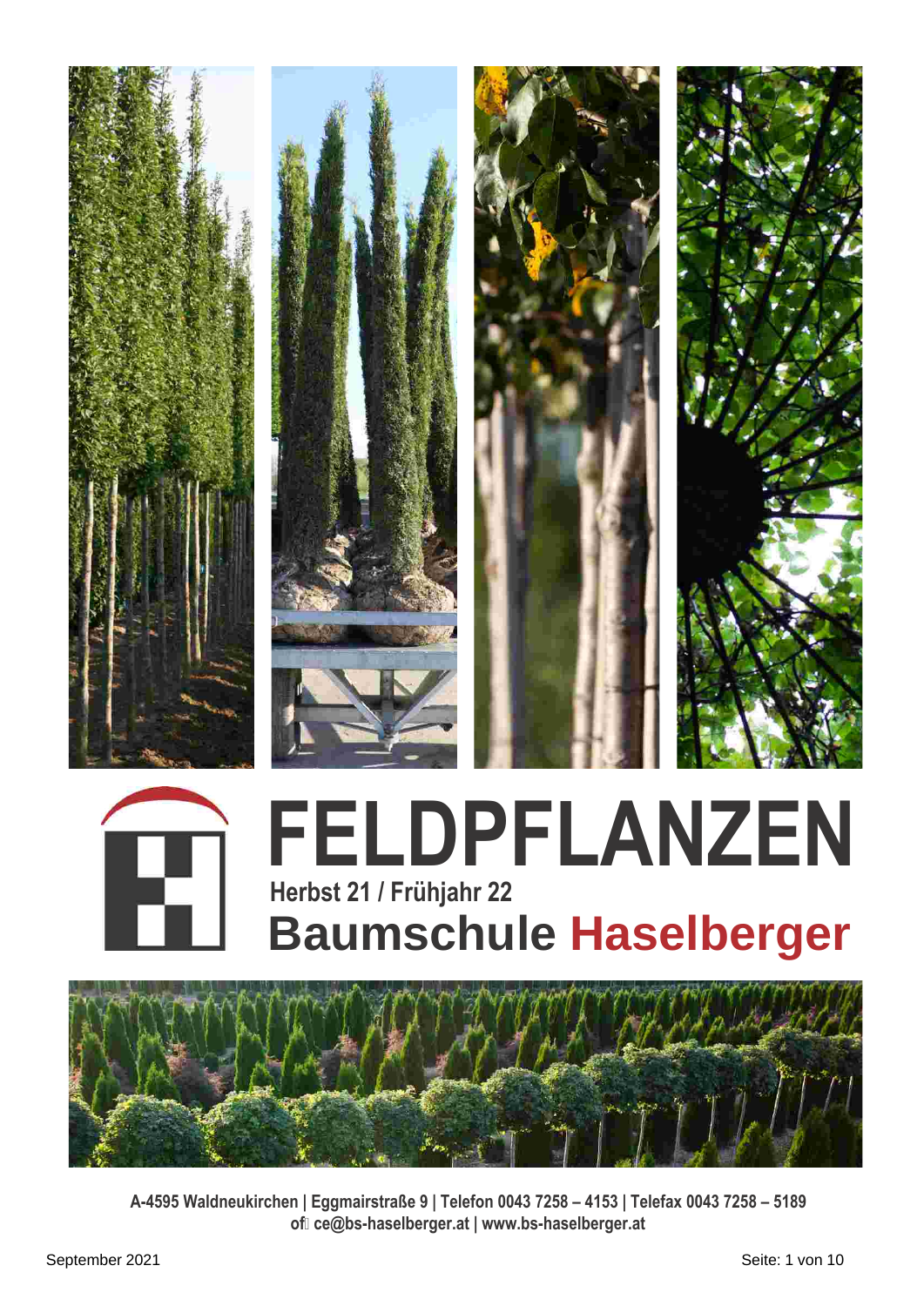# FELDPFLANZEN

## Herbst 21 / Frühjahr 22

# Baumschule Haselberger

A-4595 Waldneukirchen | Eggmairstraße 9 | Telefon 0043 7258 – 4153 | Telefax 0043 7258 – 5189
office@bs-haselberger.at | www.bs-haselberger.at

September 2021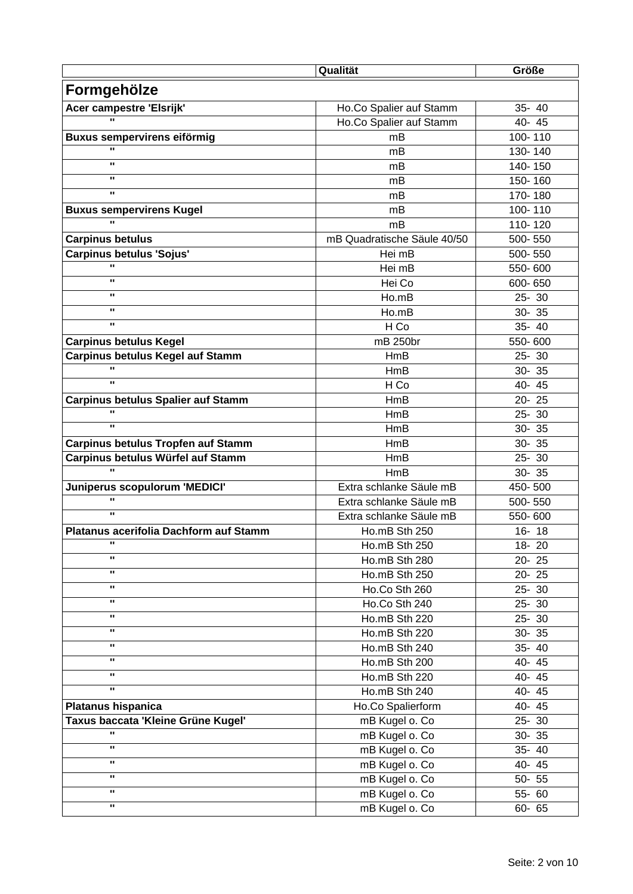| | Qualität | Größe |
|---|---|---|
| **Formgehölze** | | |
| **Acer campestre 'Elsrijk'** | Ho.Co Spalier auf Stamm | 35- 40 |
| " | Ho.Co Spalier auf Stamm | 40- 45 |
| **Buxus sempervirens eiförmig** | mB | 100- 110 |
| " | mB | 130- 140 |
| " | mB | 140- 150 |
| " | mB | 150- 160 |
| " | mB | 170- 180 |
| **Buxus sempervirens Kugel** | mB | 100- 110 |
| " | mB | 110- 120 |
| **Carpinus betulus** | mB Quadratische Säule 40/50 | 500- 550 |
| **Carpinus betulus 'Sojus'** | Hei mB | 500- 550 |
| " | Hei mB | 550- 600 |
| " | Hei Co | 600- 650 |
| " | Ho.mB | 25- 30 |
| " | Ho.mB | 30- 35 |
| " | H Co | 35- 40 |
| **Carpinus betulus Kegel** | mB 250br | 550- 600 |
| **Carpinus betulus Kegel auf Stamm** | HmB | 25- 30 |
| " | HmB | 30- 35 |
| " | H Co | 40- 45 |
| **Carpinus betulus Spalier auf Stamm** | HmB | 20- 25 |
| " | HmB | 25- 30 |
| " | HmB | 30- 35 |
| **Carpinus betulus Tropfen auf Stamm** | HmB | 30- 35 |
| **Carpinus betulus Würfel auf Stamm** | HmB | 25- 30 |
| " | HmB | 30- 35 |
| **Juniperus scopulorum 'MEDICI'** | Extra schlanke Säule mB | 450- 500 |
| " | Extra schlanke Säule mB | 500- 550 |
| " | Extra schlanke Säule mB | 550- 600 |
| **Platanus acerifolia Dachform auf Stamm** | Ho.mB Sth 250 | 16- 18 |
| " | Ho.mB Sth 250 | 18- 20 |
| " | Ho.mB Sth 280 | 20- 25 |
| " | Ho.mB Sth 250 | 20- 25 |
| " | Ho.Co Sth 260 | 25- 30 |
| " | Ho.Co Sth 240 | 25- 30 |
| " | Ho.mB Sth 220 | 25- 30 |
| " | Ho.mB Sth 220 | 30- 35 |
| " | Ho.mB Sth 240 | 35- 40 |
| " | Ho.mB Sth 200 | 40- 45 |
| " | Ho.mB Sth 220 | 40- 45 |
| " | Ho.mB Sth 240 | 40- 45 |
| **Platanus hispanica** | Ho.Co Spalierform | 40- 45 |
| **Taxus baccata 'Kleine Grüne Kugel'** | mB Kugel o. Co | 25- 30 |
| " | mB Kugel o. Co | 30- 35 |
| " | mB Kugel o. Co | 35- 40 |
| " | mB Kugel o. Co | 40- 45 |
| " | mB Kugel o. Co | 50- 55 |
| " | mB Kugel o. Co | 55- 60 |
| " | mB Kugel o. Co | 60- 65 |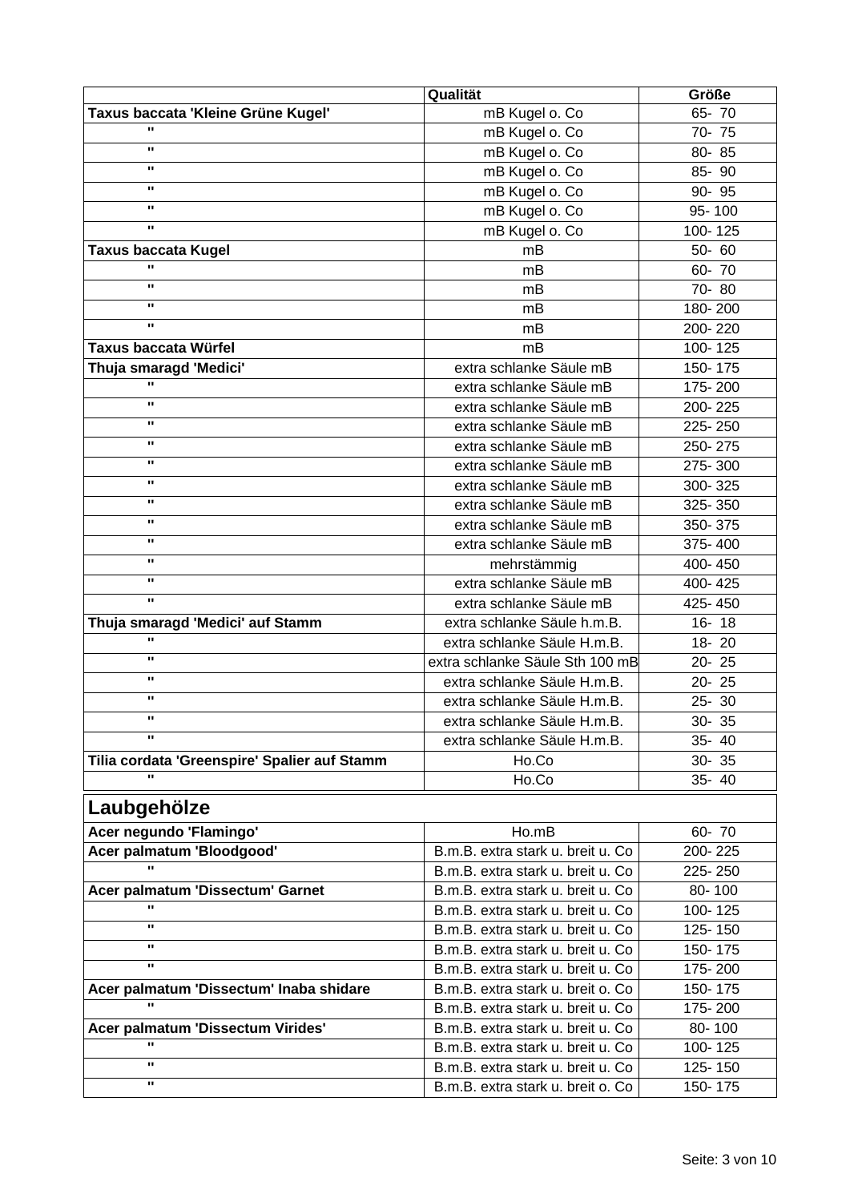| | Qualität | Größe |
|---|---|---|
| **Taxus baccata 'Kleine Grüne Kugel'** | mB Kugel o. Co | 65- 70 |
| " | mB Kugel o. Co | 70- 75 |
| " | mB Kugel o. Co | 80- 85 |
| " | mB Kugel o. Co | 85- 90 |
| " | mB Kugel o. Co | 90- 95 |
| " | mB Kugel o. Co | 95- 100 |
| " | mB Kugel o. Co | 100- 125 |
| **Taxus baccata Kugel** | mB | 50- 60 |
| " | mB | 60- 70 |
| " | mB | 70- 80 |
| " | mB | 180- 200 |
| " | mB | 200- 220 |
| **Taxus baccata Würfel** | mB | 100- 125 |
| **Thuja smaragd 'Medici'** | extra schlanke Säule mB | 150- 175 |
| " | extra schlanke Säule mB | 175- 200 |
| " | extra schlanke Säule mB | 200- 225 |
| " | extra schlanke Säule mB | 225- 250 |
| " | extra schlanke Säule mB | 250- 275 |
| " | extra schlanke Säule mB | 275- 300 |
| " | extra schlanke Säule mB | 300- 325 |
| " | extra schlanke Säule mB | 325- 350 |
| " | extra schlanke Säule mB | 350- 375 |
| " | extra schlanke Säule mB | 375- 400 |
| " | mehrstämmig | 400- 450 |
| " | extra schlanke Säule mB | 400- 425 |
| " | extra schlanke Säule mB | 425- 450 |
| **Thuja smaragd 'Medici' auf Stamm** | extra schlanke Säule h.m.B. | 16- 18 |
| " | extra schlanke Säule H.m.B. | 18- 20 |
| " | extra schlanke Säule Sth 100 mB | 20- 25 |
| " | extra schlanke Säule H.m.B. | 20- 25 |
| " | extra schlanke Säule H.m.B. | 25- 30 |
| " | extra schlanke Säule H.m.B. | 30- 35 |
| " | extra schlanke Säule H.m.B. | 35- 40 |
| **Tilia cordata 'Greenspire' Spalier auf Stamm** | Ho.Co | 30- 35 |
| " | Ho.Co | 35- 40 |

## Laubgehölze

| | Qualität | Größe |
|---|---|---|
| **Acer negundo 'Flamingo'** | Ho.mB | 60- 70 |
| **Acer palmatum 'Bloodgood'** | B.m.B. extra stark u. breit u. Co | 200- 225 |
| " | B.m.B. extra stark u. breit u. Co | 225- 250 |
| **Acer palmatum 'Dissectum' Garnet** | B.m.B. extra stark u. breit u. Co | 80- 100 |
| " | B.m.B. extra stark u. breit u. Co | 100- 125 |
| " | B.m.B. extra stark u. breit u. Co | 125- 150 |
| " | B.m.B. extra stark u. breit u. Co | 150- 175 |
| " | B.m.B. extra stark u. breit u. Co | 175- 200 |
| **Acer palmatum 'Dissectum' Inaba shidare** | B.m.B. extra stark u. breit o. Co | 150- 175 |
| " | B.m.B. extra stark u. breit u. Co | 175- 200 |
| **Acer palmatum 'Dissectum Virides'** | B.m.B. extra stark u. breit u. Co | 80- 100 |
| " | B.m.B. extra stark u. breit u. Co | 100- 125 |
| " | B.m.B. extra stark u. breit u. Co | 125- 150 |
| " | B.m.B. extra stark u. breit o. Co | 150- 175 |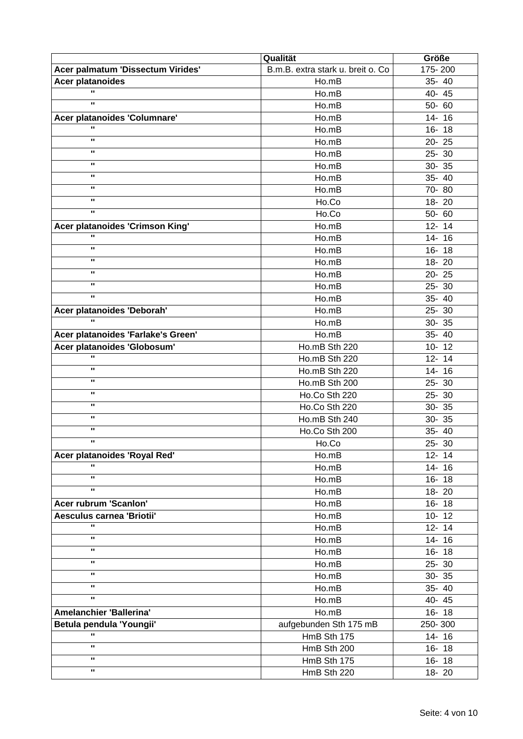| | Qualität | Größe |
|---|---|---|
| **Acer palmatum 'Dissectum Virides'** | B.m.B. extra stark u. breit o. Co | 175- 200 |
| **Acer platanoides** | Ho.mB | 35- 40 |
| " | Ho.mB | 40- 45 |
| " | Ho.mB | 50- 60 |
| **Acer platanoides 'Columnare'** | Ho.mB | 14- 16 |
| " | Ho.mB | 16- 18 |
| " | Ho.mB | 20- 25 |
| " | Ho.mB | 25- 30 |
| " | Ho.mB | 30- 35 |
| " | Ho.mB | 35- 40 |
| " | Ho.mB | 70- 80 |
| " | Ho.Co | 18- 20 |
| " | Ho.Co | 50- 60 |
| **Acer platanoides 'Crimson King'** | Ho.mB | 12- 14 |
| " | Ho.mB | 14- 16 |
| " | Ho.mB | 16- 18 |
| " | Ho.mB | 18- 20 |
| " | Ho.mB | 20- 25 |
| " | Ho.mB | 25- 30 |
| " | Ho.mB | 35- 40 |
| **Acer platanoides 'Deborah'** | Ho.mB | 25- 30 |
| " | Ho.mB | 30- 35 |
| **Acer platanoides 'Farlake's Green'** | Ho.mB | 35- 40 |
| **Acer platanoides 'Globosum'** | Ho.mB Sth 220 | 10- 12 |
| " | Ho.mB Sth 220 | 12- 14 |
| " | Ho.mB Sth 220 | 14- 16 |
| " | Ho.mB Sth 200 | 25- 30 |
| " | Ho.Co Sth 220 | 25- 30 |
| " | Ho.Co Sth 220 | 30- 35 |
| " | Ho.mB Sth 240 | 30- 35 |
| " | Ho.Co Sth 200 | 35- 40 |
| " | Ho.Co | 25- 30 |
| **Acer platanoides 'Royal Red'** | Ho.mB | 12- 14 |
| " | Ho.mB | 14- 16 |
| " | Ho.mB | 16- 18 |
| " | Ho.mB | 18- 20 |
| **Acer rubrum 'Scanlon'** | Ho.mB | 16- 18 |
| **Aesculus carnea 'Briotii'** | Ho.mB | 10- 12 |
| " | Ho.mB | 12- 14 |
| " | Ho.mB | 14- 16 |
| " | Ho.mB | 16- 18 |
| " | Ho.mB | 25- 30 |
| " | Ho.mB | 30- 35 |
| " | Ho.mB | 35- 40 |
| " | Ho.mB | 40- 45 |
| **Amelanchier 'Ballerina'** | Ho.mB | 16- 18 |
| **Betula pendula 'Youngii'** | aufgebunden Sth 175 mB | 250- 300 |
| " | HmB Sth 175 | 14- 16 |
| " | HmB Sth 200 | 16- 18 |
| " | HmB Sth 175 | 16- 18 |
| " | HmB Sth 220 | 18- 20 |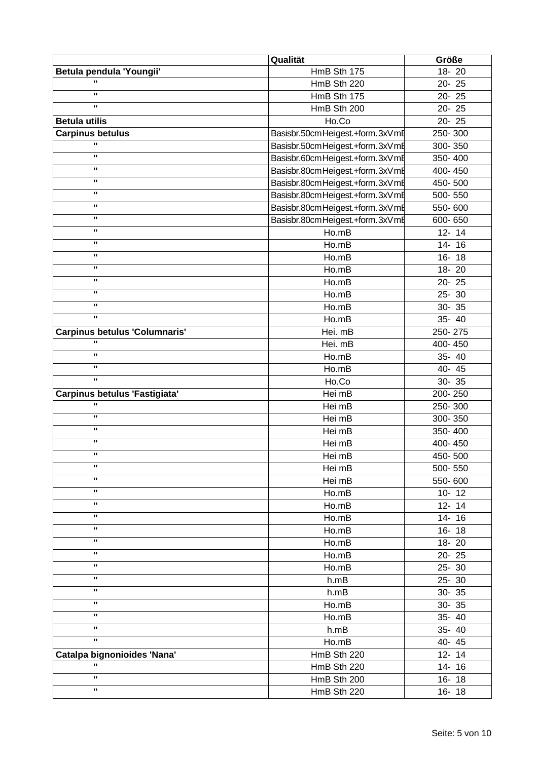| | Qualität | Größe |
|---|---|---|
| **Betula pendula 'Youngii'** | HmB Sth 175 | 18- 20 |
| " | HmB Sth 220 | 20- 25 |
| " | HmB Sth 175 | 20- 25 |
| " | HmB Sth 200 | 20- 25 |
| **Betula utilis** | Ho.Co | 20- 25 |
| **Carpinus betulus** | Basisbr.50cm Heigest.+form.3xVmB | 250- 300 |
| " | Basisbr.50cm Heigest.+form.3xVmB | 300- 350 |
| " | Basisbr.60cm Heigest.+form.3xVmB | 350- 400 |
| " | Basisbr.80cm Heigest.+form.3xVmB | 400- 450 |
| " | Basisbr.80cm Heigest.+form.3xVmB | 450- 500 |
| " | Basisbr.80cm Heigest.+form.3xVmB | 500- 550 |
| " | Basisbr.80cm Heigest.+form.3xVmB | 550- 600 |
| " | Basisbr.80cm Heigest.+form.3xVmB | 600- 650 |
| " | Ho.mB | 12- 14 |
| " | Ho.mB | 14- 16 |
| " | Ho.mB | 16- 18 |
| " | Ho.mB | 18- 20 |
| " | Ho.mB | 20- 25 |
| " | Ho.mB | 25- 30 |
| " | Ho.mB | 30- 35 |
| " | Ho.mB | 35- 40 |
| **Carpinus betulus 'Columnaris'** | Hei. mB | 250- 275 |
| " | Hei. mB | 400- 450 |
| " | Ho.mB | 35- 40 |
| " | Ho.mB | 40- 45 |
| " | Ho.Co | 30- 35 |
| **Carpinus betulus 'Fastigiata'** | Hei mB | 200- 250 |
| " | Hei mB | 250- 300 |
| " | Hei mB | 300- 350 |
| " | Hei mB | 350- 400 |
| " | Hei mB | 400- 450 |
| " | Hei mB | 450- 500 |
| " | Hei mB | 500- 550 |
| " | Hei mB | 550- 600 |
| " | Ho.mB | 10- 12 |
| " | Ho.mB | 12- 14 |
| " | Ho.mB | 14- 16 |
| " | Ho.mB | 16- 18 |
| " | Ho.mB | 18- 20 |
| " | Ho.mB | 20- 25 |
| " | Ho.mB | 25- 30 |
| " | h.mB | 25- 30 |
| " | h.mB | 30- 35 |
| " | Ho.mB | 30- 35 |
| " | Ho.mB | 35- 40 |
| " | h.mB | 35- 40 |
| " | Ho.mB | 40- 45 |
| **Catalpa bignonioides 'Nana'** | HmB Sth 220 | 12- 14 |
| " | HmB Sth 220 | 14- 16 |
| " | HmB Sth 200 | 16- 18 |
| " | HmB Sth 220 | 16- 18 |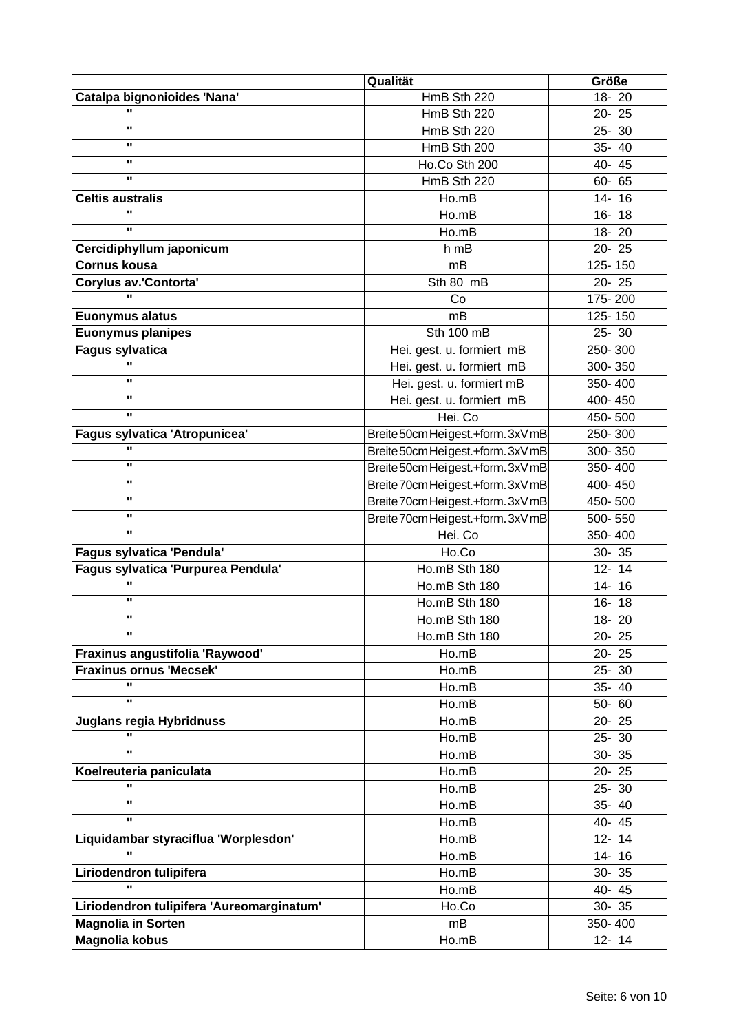| | Qualität | Größe |
|---|---|---|
| **Catalpa bignonioides 'Nana'** | HmB Sth 220 | 18- 20 |
| " | HmB Sth 220 | 20- 25 |
| " | HmB Sth 220 | 25- 30 |
| " | HmB Sth 200 | 35- 40 |
| " | Ho.Co Sth 200 | 40- 45 |
| " | HmB Sth 220 | 60- 65 |
| **Celtis australis** | Ho.mB | 14- 16 |
| " | Ho.mB | 16- 18 |
| " | Ho.mB | 18- 20 |
| **Cercidiphyllum japonicum** | h mB | 20- 25 |
| **Cornus kousa** | mB | 125- 150 |
| **Corylus av.'Contorta'** | Sth 80 mB | 20- 25 |
| " | Co | 175- 200 |
| **Euonymus alatus** | mB | 125- 150 |
| **Euonymus planipes** | Sth 100 mB | 25- 30 |
| **Fagus sylvatica** | Hei. gest. u. formiert mB | 250- 300 |
| " | Hei. gest. u. formiert mB | 300- 350 |
| " | Hei. gest. u. formiert mB | 350- 400 |
| " | Hei. gest. u. formiert mB | 400- 450 |
| " | Hei. Co | 450- 500 |
| **Fagus sylvatica 'Atropunicea'** | Breite 50cm Hei gest.+form. 3xV mB | 250- 300 |
| " | Breite 50cm Hei gest.+form. 3xV mB | 300- 350 |
| " | Breite 50cm Hei gest.+form. 3xV mB | 350- 400 |
| " | Breite 70cm Hei gest.+form. 3xV mB | 400- 450 |
| " | Breite 70cm Hei gest.+form. 3xV mB | 450- 500 |
| " | Breite 70cm Hei gest.+form. 3xV mB | 500- 550 |
| " | Hei. Co | 350- 400 |
| **Fagus sylvatica 'Pendula'** | Ho.Co | 30- 35 |
| **Fagus sylvatica 'Purpurea Pendula'** | Ho.mB Sth 180 | 12- 14 |
| " | Ho.mB Sth 180 | 14- 16 |
| " | Ho.mB Sth 180 | 16- 18 |
| " | Ho.mB Sth 180 | 18- 20 |
| " | Ho.mB Sth 180 | 20- 25 |
| **Fraxinus angustifolia 'Raywood'** | Ho.mB | 20- 25 |
| **Fraxinus ornus 'Mecsek'** | Ho.mB | 25- 30 |
| " | Ho.mB | 35- 40 |
| " | Ho.mB | 50- 60 |
| **Juglans regia Hybridnuss** | Ho.mB | 20- 25 |
| " | Ho.mB | 25- 30 |
| " | Ho.mB | 30- 35 |
| **Koelreuteria paniculata** | Ho.mB | 20- 25 |
| " | Ho.mB | 25- 30 |
| " | Ho.mB | 35- 40 |
| " | Ho.mB | 40- 45 |
| **Liquidambar styraciflua 'Worplesdon'** | Ho.mB | 12- 14 |
| " | Ho.mB | 14- 16 |
| **Liriodendron tulipifera** | Ho.mB | 30- 35 |
| " | Ho.mB | 40- 45 |
| **Liriodendron tulipifera 'Aureomarginatum'** | Ho.Co | 30- 35 |
| **Magnolia in Sorten** | mB | 350- 400 |
| **Magnolia kobus** | Ho.mB | 12- 14 |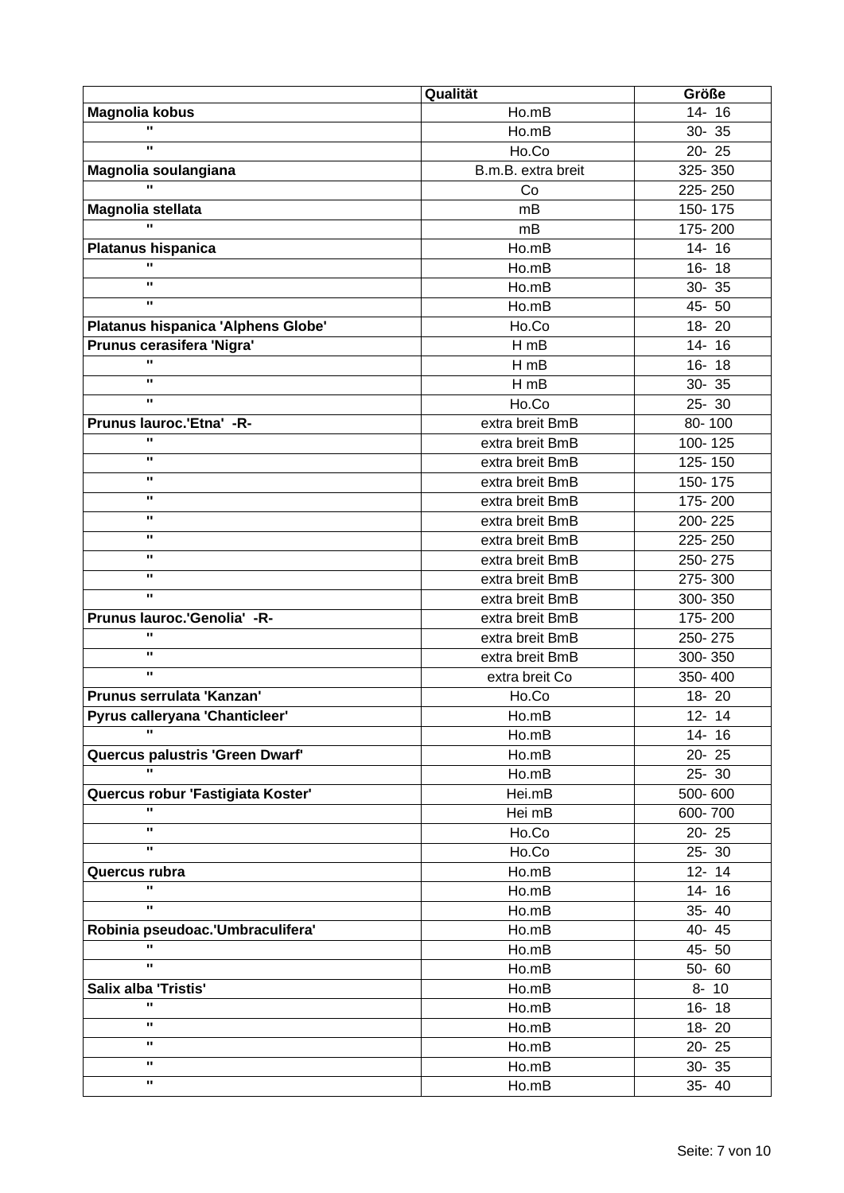| | Qualität | Größe |
|---|---|---|
| **Magnolia kobus** | Ho.mB | 14- 16 |
| " | Ho.mB | 30- 35 |
| " | Ho.Co | 20- 25 |
| **Magnolia soulangiana** | B.m.B. extra breit | 325- 350 |
| " | Co | 225- 250 |
| **Magnolia stellata** | mB | 150- 175 |
| " | mB | 175- 200 |
| **Platanus hispanica** | Ho.mB | 14- 16 |
| " | Ho.mB | 16- 18 |
| " | Ho.mB | 30- 35 |
| " | Ho.mB | 45- 50 |
| **Platanus hispanica 'Alphens Globe'** | Ho.Co | 18- 20 |
| **Prunus cerasifera 'Nigra'** | H mB | 14- 16 |
| " | H mB | 16- 18 |
| " | H mB | 30- 35 |
| " | Ho.Co | 25- 30 |
| **Prunus lauroc.'Etna' -R-** | extra breit BmB | 80- 100 |
| " | extra breit BmB | 100- 125 |
| " | extra breit BmB | 125- 150 |
| " | extra breit BmB | 150- 175 |
| " | extra breit BmB | 175- 200 |
| " | extra breit BmB | 200- 225 |
| " | extra breit BmB | 225- 250 |
| " | extra breit BmB | 250- 275 |
| " | extra breit BmB | 275- 300 |
| " | extra breit BmB | 300- 350 |
| **Prunus lauroc.'Genolia' -R-** | extra breit BmB | 175- 200 |
| " | extra breit BmB | 250- 275 |
| " | extra breit BmB | 300- 350 |
| " | extra breit Co | 350- 400 |
| **Prunus serrulata 'Kanzan'** | Ho.Co | 18- 20 |
| **Pyrus calleryana 'Chanticleer'** | Ho.mB | 12- 14 |
| " | Ho.mB | 14- 16 |
| **Quercus palustris 'Green Dwarf'** | Ho.mB | 20- 25 |
| " | Ho.mB | 25- 30 |
| **Quercus robur 'Fastigiata Koster'** | Hei.mB | 500- 600 |
| " | Hei mB | 600- 700 |
| " | Ho.Co | 20- 25 |
| " | Ho.Co | 25- 30 |
| **Quercus rubra** | Ho.mB | 12- 14 |
| " | Ho.mB | 14- 16 |
| " | Ho.mB | 35- 40 |
| **Robinia pseudoac.'Umbraculifera'** | Ho.mB | 40- 45 |
| " | Ho.mB | 45- 50 |
| " | Ho.mB | 50- 60 |
| **Salix alba 'Tristis'** | Ho.mB | 8- 10 |
| " | Ho.mB | 16- 18 |
| " | Ho.mB | 18- 20 |
| " | Ho.mB | 20- 25 |
| " | Ho.mB | 30- 35 |
| " | Ho.mB | 35- 40 |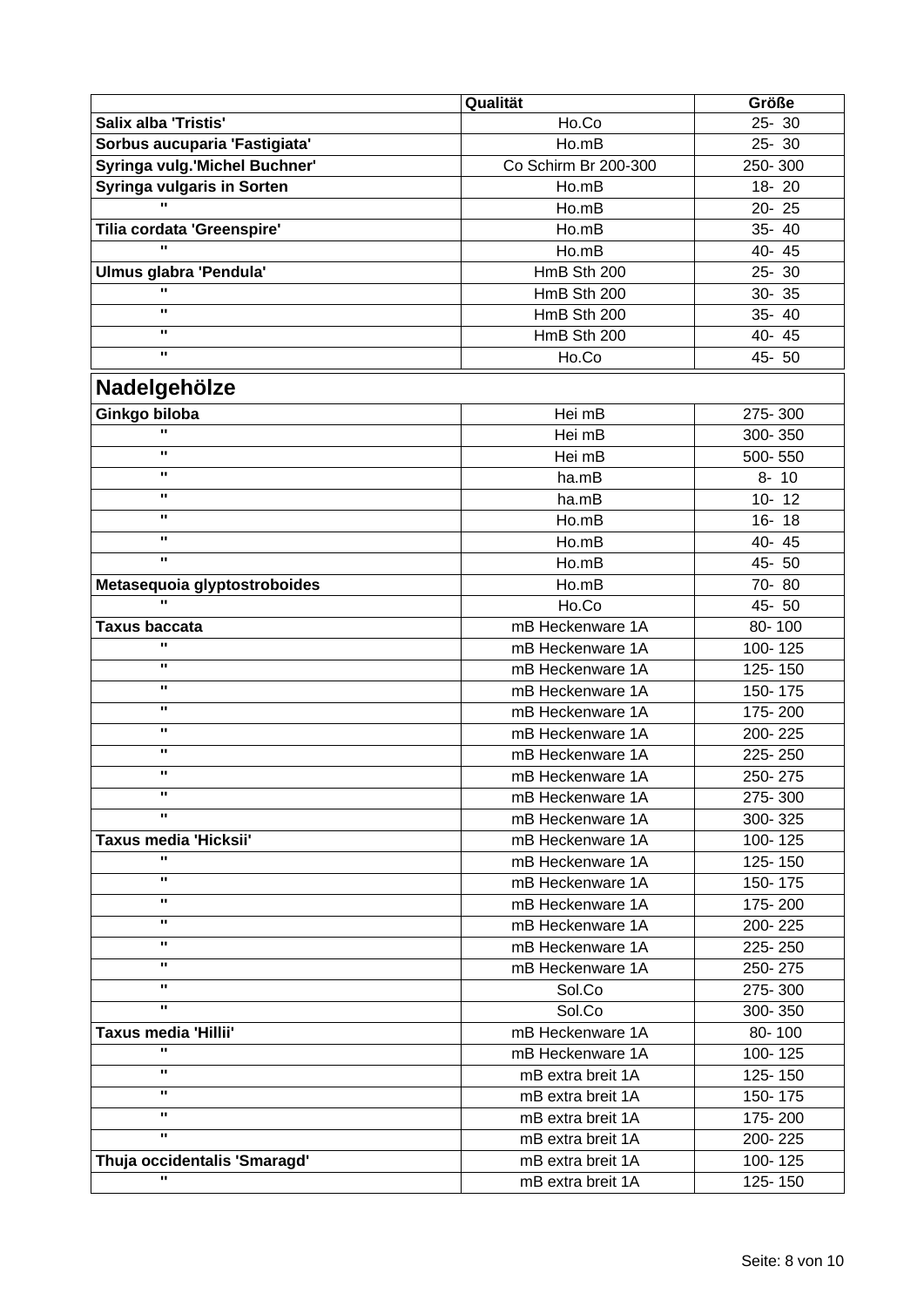|  | Qualität | Größe |
|---|---|---|
| **Salix alba 'Tristis'** | Ho.Co | 25- 30 |
| **Sorbus aucuparia 'Fastigiata'** | Ho.mB | 25- 30 |
| **Syringa vulg.'Michel Buchner'** | Co Schirm Br 200-300 | 250- 300 |
| **Syringa vulgaris in Sorten** | Ho.mB | 18- 20 |
| " | Ho.mB | 20- 25 |
| **Tilia cordata 'Greenspire'** | Ho.mB | 35- 40 |
| " | Ho.mB | 40- 45 |
| **Ulmus glabra 'Pendula'** | HmB Sth 200 | 25- 30 |
| " | HmB Sth 200 | 30- 35 |
| " | HmB Sth 200 | 35- 40 |
| " | HmB Sth 200 | 40- 45 |
| " | Ho.Co | 45- 50 |

## Nadelgehölze

|  | Qualität | Größe |
|---|---|---|
| **Ginkgo biloba** | Hei mB | 275- 300 |
| " | Hei mB | 300- 350 |
| " | Hei mB | 500- 550 |
| " | ha.mB | 8- 10 |
| " | ha.mB | 10- 12 |
| " | Ho.mB | 16- 18 |
| " | Ho.mB | 40- 45 |
| " | Ho.mB | 45- 50 |
| **Metasequoia glyptostroboides** | Ho.mB | 70- 80 |
| " | Ho.Co | 45- 50 |
| **Taxus baccata** | mB Heckenware 1A | 80- 100 |
| " | mB Heckenware 1A | 100- 125 |
| " | mB Heckenware 1A | 125- 150 |
| " | mB Heckenware 1A | 150- 175 |
| " | mB Heckenware 1A | 175- 200 |
| " | mB Heckenware 1A | 200- 225 |
| " | mB Heckenware 1A | 225- 250 |
| " | mB Heckenware 1A | 250- 275 |
| " | mB Heckenware 1A | 275- 300 |
| " | mB Heckenware 1A | 300- 325 |
| **Taxus media 'Hicksii'** | mB Heckenware 1A | 100- 125 |
| " | mB Heckenware 1A | 125- 150 |
| " | mB Heckenware 1A | 150- 175 |
| " | mB Heckenware 1A | 175- 200 |
| " | mB Heckenware 1A | 200- 225 |
| " | mB Heckenware 1A | 225- 250 |
| " | mB Heckenware 1A | 250- 275 |
| " | Sol.Co | 275- 300 |
| " | Sol.Co | 300- 350 |
| **Taxus media 'Hillii'** | mB Heckenware 1A | 80- 100 |
| " | mB Heckenware 1A | 100- 125 |
| " | mB extra breit 1A | 125- 150 |
| " | mB extra breit 1A | 150- 175 |
| " | mB extra breit 1A | 175- 200 |
| " | mB extra breit 1A | 200- 225 |
| **Thuja occidentalis 'Smaragd'** | mB extra breit 1A | 100- 125 |
| " | mB extra breit 1A | 125- 150 |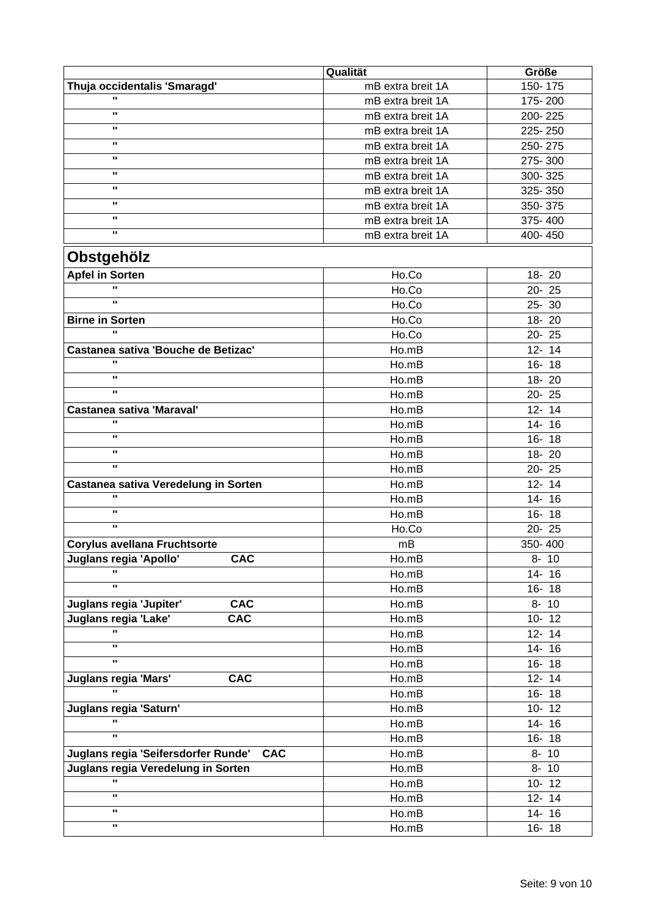| | Qualität | Größe |
|---|---|---|
| **Thuja occidentalis 'Smaragd'** | mB extra breit 1A | 150- 175 |
| " | mB extra breit 1A | 175- 200 |
| " | mB extra breit 1A | 200- 225 |
| " | mB extra breit 1A | 225- 250 |
| " | mB extra breit 1A | 250- 275 |
| " | mB extra breit 1A | 275- 300 |
| " | mB extra breit 1A | 300- 325 |
| " | mB extra breit 1A | 325- 350 |
| " | mB extra breit 1A | 350- 375 |
| " | mB extra breit 1A | 375- 400 |
| " | mB extra breit 1A | 400- 450 |
| **Obstgehölz** | | |
| **Apfel in Sorten** | Ho.Co | 18- 20 |
| " | Ho.Co | 20- 25 |
| " | Ho.Co | 25- 30 |
| **Birne in Sorten** | Ho.Co | 18- 20 |
| " | Ho.Co | 20- 25 |
| **Castanea sativa 'Bouche de Betizac'** | Ho.mB | 12- 14 |
| " | Ho.mB | 16- 18 |
| " | Ho.mB | 18- 20 |
| " | Ho.mB | 20- 25 |
| **Castanea sativa 'Maraval'** | Ho.mB | 12- 14 |
| " | Ho.mB | 14- 16 |
| " | Ho.mB | 16- 18 |
| " | Ho.mB | 18- 20 |
| " | Ho.mB | 20- 25 |
| **Castanea sativa Veredelung in Sorten** | Ho.mB | 12- 14 |
| " | Ho.mB | 14- 16 |
| " | Ho.mB | 16- 18 |
| " | Ho.Co | 20- 25 |
| **Corylus avellana Fruchtsorte** | mB | 350- 400 |
| **Juglans regia 'Apollo' CAC** | Ho.mB | 8- 10 |
| " | Ho.mB | 14- 16 |
| " | Ho.mB | 16- 18 |
| **Juglans regia 'Jupiter' CAC** | Ho.mB | 8- 10 |
| **Juglans regia 'Lake' CAC** | Ho.mB | 10- 12 |
| " | Ho.mB | 12- 14 |
| " | Ho.mB | 14- 16 |
| " | Ho.mB | 16- 18 |
| **Juglans regia 'Mars' CAC** | Ho.mB | 12- 14 |
| " | Ho.mB | 16- 18 |
| **Juglans regia 'Saturn'** | Ho.mB | 10- 12 |
| " | Ho.mB | 14- 16 |
| " | Ho.mB | 16- 18 |
| **Juglans regia 'Seifersdorfer Runde' CAC** | Ho.mB | 8- 10 |
| **Juglans regia Veredelung in Sorten** | Ho.mB | 8- 10 |
| " | Ho.mB | 10- 12 |
| " | Ho.mB | 12- 14 |
| " | Ho.mB | 14- 16 |
| " | Ho.mB | 16- 18 |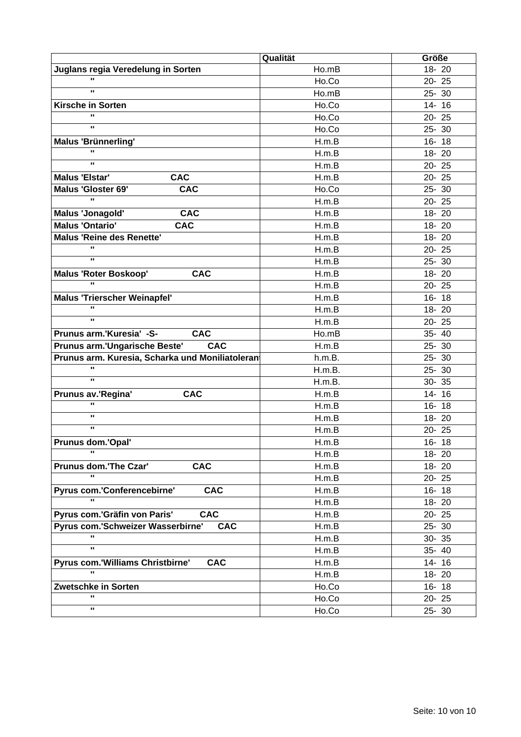| | Qualität | Größe |
|---|---|---|
| **Juglans regia Veredelung in Sorten** | Ho.mB | 18- 20 |
| " | Ho.Co | 20- 25 |
| " | Ho.mB | 25- 30 |
| **Kirsche in Sorten** | Ho.Co | 14- 16 |
| " | Ho.Co | 20- 25 |
| " | Ho.Co | 25- 30 |
| **Malus 'Brünnerling'** | H.m.B | 16- 18 |
| " | H.m.B | 18- 20 |
| " | H.m.B | 20- 25 |
| **Malus 'Elstar' CAC** | H.m.B | 20- 25 |
| **Malus 'Gloster 69' CAC** | Ho.Co | 25- 30 |
| " | H.m.B | 20- 25 |
| **Malus 'Jonagold' CAC** | H.m.B | 18- 20 |
| **Malus 'Ontario' CAC** | H.m.B | 18- 20 |
| **Malus 'Reine des Renette'** | H.m.B | 18- 20 |
| " | H.m.B | 20- 25 |
| " | H.m.B | 25- 30 |
| **Malus 'Roter Boskoop' CAC** | H.m.B | 18- 20 |
| " | H.m.B | 20- 25 |
| **Malus 'Trierscher Weinapfel'** | H.m.B | 16- 18 |
| " | H.m.B | 18- 20 |
| " | H.m.B | 20- 25 |
| **Prunus arm.'Kuresia' -S- CAC** | Ho.mB | 35- 40 |
| **Prunus arm.'Ungarische Beste' CAC** | H.m.B | 25- 30 |
| **Prunus arm. Kuresia, Scharka und Moniliatoleran** | h.m.B. | 25- 30 |
| " | H.m.B. | 25- 30 |
| " | H.m.B. | 30- 35 |
| **Prunus av.'Regina' CAC** | H.m.B | 14- 16 |
| " | H.m.B | 16- 18 |
| " | H.m.B | 18- 20 |
| " | H.m.B | 20- 25 |
| **Prunus dom.'Opal'** | H.m.B | 16- 18 |
| " | H.m.B | 18- 20 |
| **Prunus dom.'The Czar' CAC** | H.m.B | 18- 20 |
| " | H.m.B | 20- 25 |
| **Pyrus com.'Conferencebirne' CAC** | H.m.B | 16- 18 |
| " | H.m.B | 18- 20 |
| **Pyrus com.'Gräfin von Paris' CAC** | H.m.B | 20- 25 |
| **Pyrus com.'Schweizer Wasserbirne' CAC** | H.m.B | 25- 30 |
| " | H.m.B | 30- 35 |
| " | H.m.B | 35- 40 |
| **Pyrus com.'Williams Christbirne' CAC** | H.m.B | 14- 16 |
| " | H.m.B | 18- 20 |
| **Zwetschke in Sorten** | Ho.Co | 16- 18 |
| " | Ho.Co | 20- 25 |
| " | Ho.Co | 25- 30 |